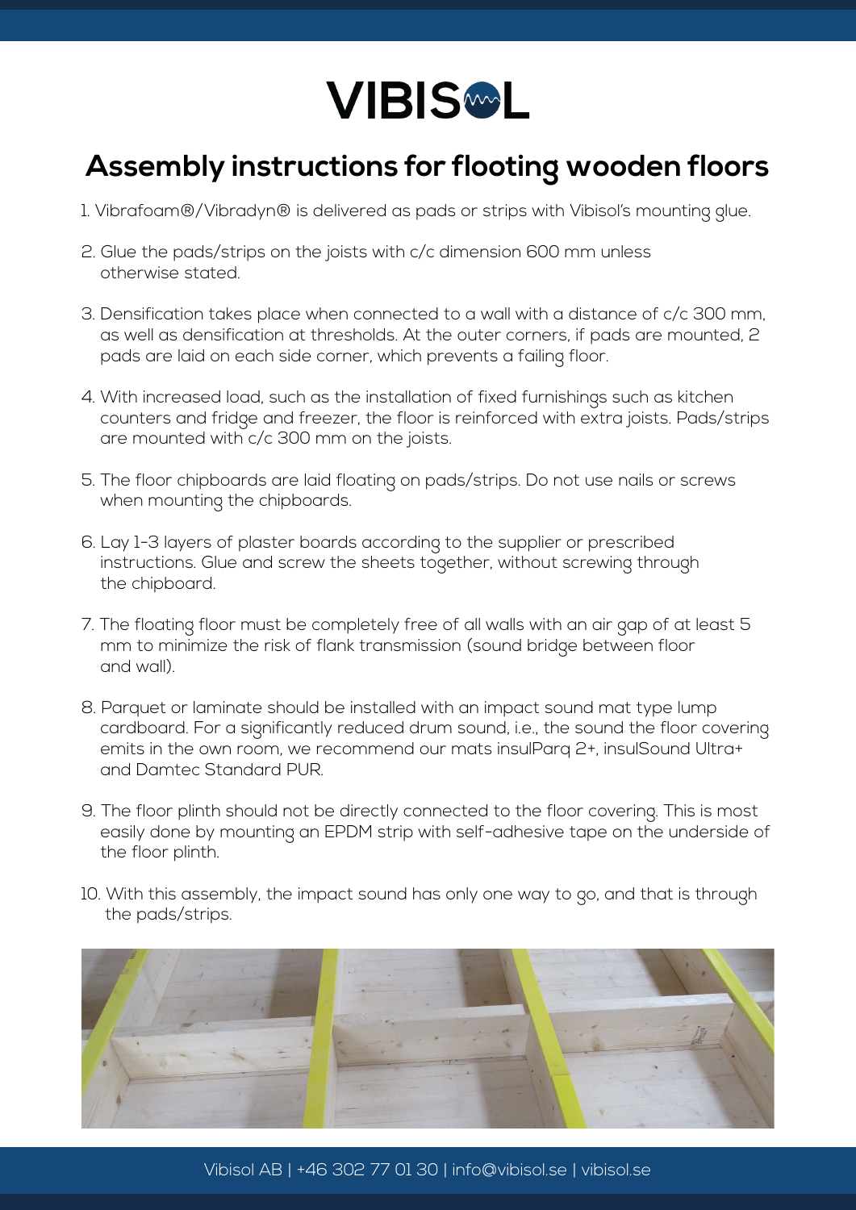# VIBISOL

## Assembly instructions for flooting wooden floors

1. Vibrafoam®/Vibradyn® is delivered as pads or strips with Vibisol's mounting glue.
2. Glue the pads/strips on the joists with c/c dimension 600 mm unless otherwise stated.
3. Densification takes place when connected to a wall with a distance of c/c 300 mm, as well as densification at thresholds. At the outer corners, if pads are mounted, 2 pads are laid on each side corner, which prevents a failing floor.
4. With increased load, such as the installation of fixed furnishings such as kitchen counters and fridge and freezer, the floor is reinforced with extra joists. Pads/strips are mounted with c/c 300 mm on the joists.
5. The floor chipboards are laid floating on pads/strips. Do not use nails or screws when mounting the chipboards.
6. Lay 1-3 layers of plaster boards according to the supplier or prescribed instructions. Glue and screw the sheets together, without screwing through the chipboard.
7. The floating floor must be completely free of all walls with an air gap of at least 5 mm to minimize the risk of flank transmission (sound bridge between floor and wall).
8. Parquet or laminate should be installed with an impact sound mat type lump cardboard. For a significantly reduced drum sound, i.e., the sound the floor covering emits in the own room, we recommend our mats insulParq 2+, insulSound Ultra+ and Damtec Standard PUR.
9. The floor plinth should not be directly connected to the floor covering. This is most easily done by mounting an EPDM strip with self-adhesive tape on the underside of the floor plinth.
10. With this assembly, the impact sound has only one way to go, and that is through the pads/strips.

Vibisol AB | +46 302 77 01 30 | info@vibisol.se | vibisol.se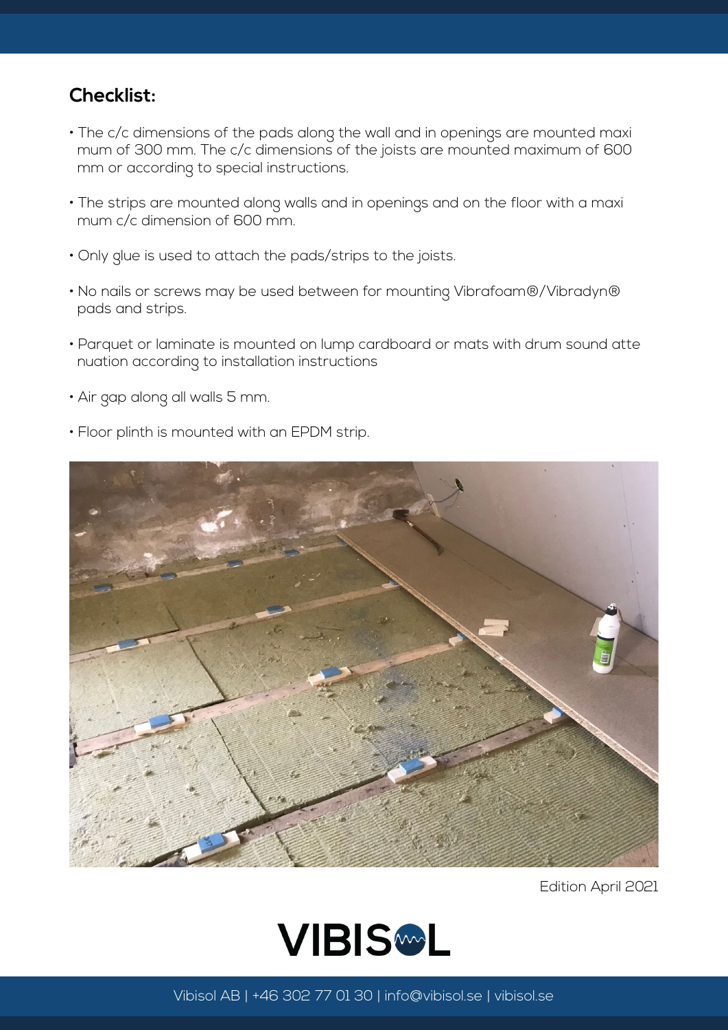## Checklist:

- The c/c dimensions of the pads along the wall and in openings are mounted maxi mum of 300 mm. The c/c dimensions of the joists are mounted maximum of 600 mm or according to special instructions.
- The strips are mounted along walls and in openings and on the floor with a maxi mum c/c dimension of 600 mm.
- Only glue is used to attach the pads/strips to the joists.
- No nails or screws may be used between for mounting Vibrafoam®/Vibradyn® pads and strips.
- Parquet or laminate is mounted on lump cardboard or mats with drum sound atte nuation according to installation instructions
- Air gap along all walls 5 mm.
- Floor plinth is mounted with an EPDM strip.

Edition April 2021

VIBISOL

Vibisol AB | +46 302 77 01 30 | info@vibisol.se | vibisol.se